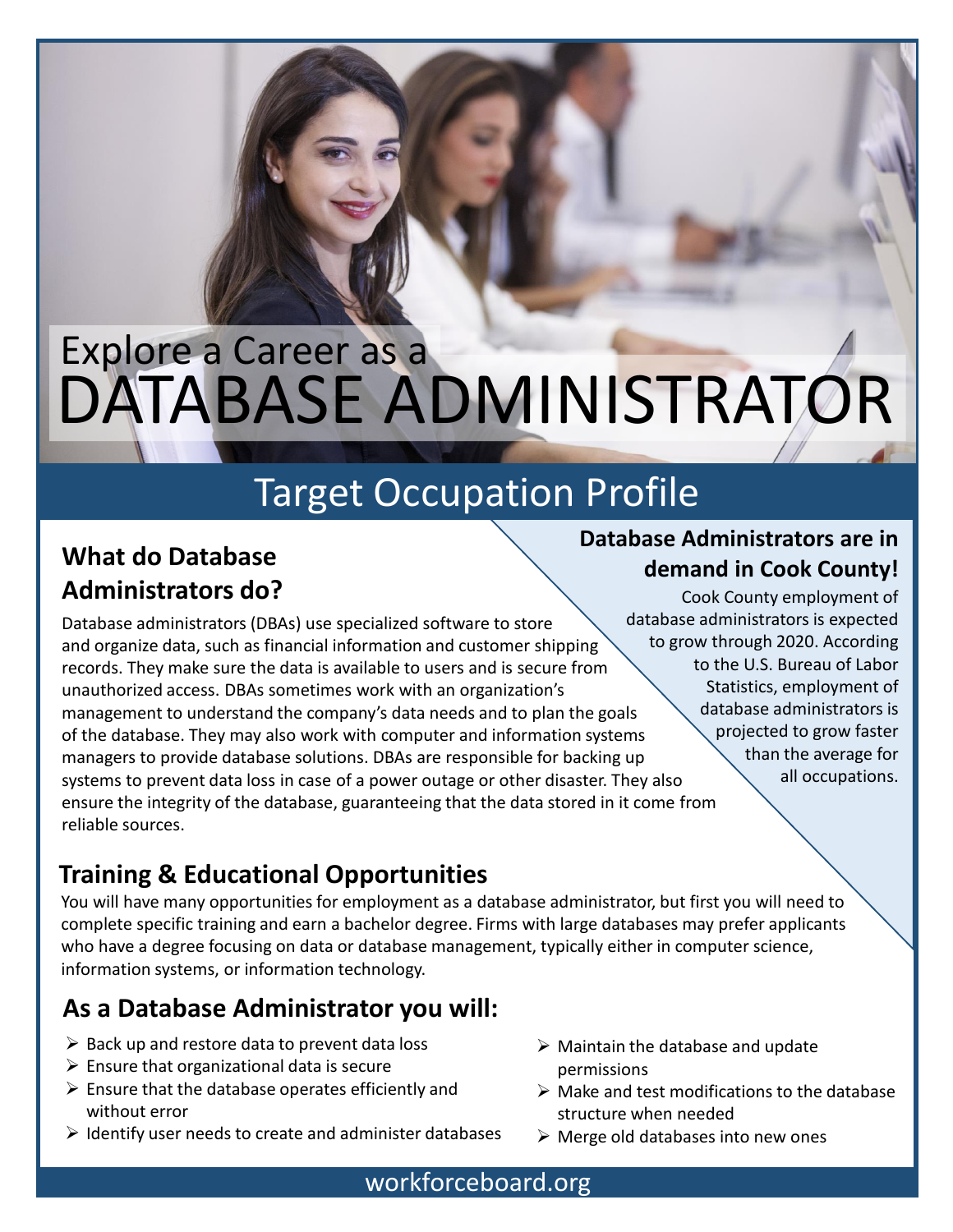# Explore a Career as a DATABASE ADMINISTRATOR

## Target Occupation Profile

### What do Database Administrators do?

Database administrators (DBAs) use specialized software to store and organize data, such as financial information and customer shipping records. They make sure the data is available to users and is secure from unauthorized access. DBAs sometimes work with an organization's management to understand the company's data needs and to plan the goals of the database. They may also work with computer and information systems managers to provide database solutions. DBAs are responsible for backing up systems to prevent data loss in case of a power outage or other disaster. They also ensure the integrity of the database, guaranteeing that the data stored in it come from reliable sources.

### Database Administrators are in demand in Cook County!

Cook County employment of database administrators is expected to grow through 2020. According to the U.S. Bureau of Labor Statistics, employment of database administrators is projected to grow faster than the average for all occupations.

### Training & Educational Opportunities

You will have many opportunities for employment as a database administrator, but first you will need to complete specific training and earn a bachelor degree. Firms with large databases may prefer applicants who have a degree focusing on data or database management, typically either in computer science, information systems, or information technology.

### As a Database Administrator you will:

- Back up and restore data to prevent data loss
- Ensure that organizational data is secure
- Ensure that the database operates efficiently and without error
- Identify user needs to create and administer databases
- Maintain the database and update permissions
- Make and test modifications to the database structure when needed
- Merge old databases into new ones

workforceboard.org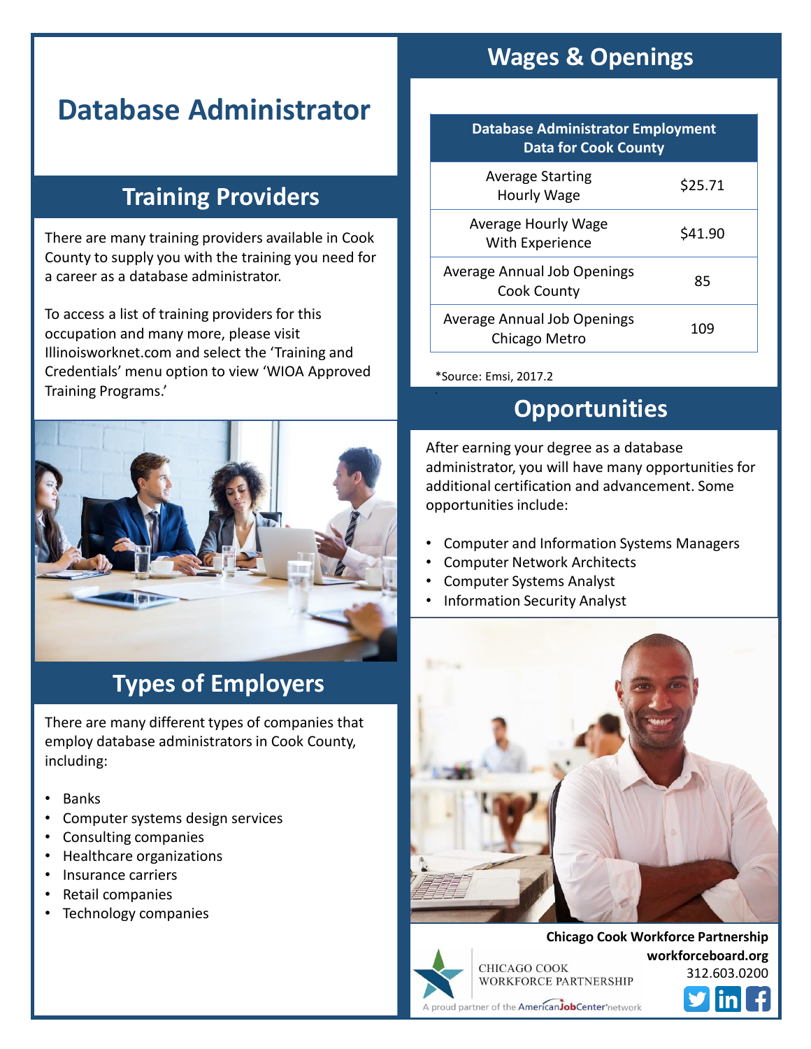# Database Administrator

## Training Providers

There are many training providers available in Cook County to supply you with the training you need for a career as a database administrator.

To access a list of training providers for this occupation and many more, please visit Illinoisworknet.com and select the 'Training and Credentials' menu option to view 'WIOA Approved Training Programs.'

## Types of Employers

There are many different types of companies that employ database administrators in Cook County, including:

- Banks
- Computer systems design services
- Consulting companies
- Healthcare organizations
- Insurance carriers
- Retail companies
- Technology companies

## Wages & Openings

| Database Administrator Employment Data for Cook County | |
|---|---|
| Average Starting Hourly Wage | $25.71 |
| Average Hourly Wage With Experience | $41.90 |
| Average Annual Job Openings Cook County | 85 |
| Average Annual Job Openings Chicago Metro | 109 |

*Source: Emsi, 2017.2

## Opportunities

After earning your degree as a database administrator, you will have many opportunities for additional certification and advancement. Some opportunities include:

- Computer and Information Systems Managers
- Computer Network Architects
- Computer Systems Analyst
- Information Security Analyst

**Chicago Cook Workforce Partnership**
**workforceboard.org**
312.603.0200

CHICAGO COOK WORKFORCE PARTNERSHIP
A proud partner of the AmericanJobCenter network